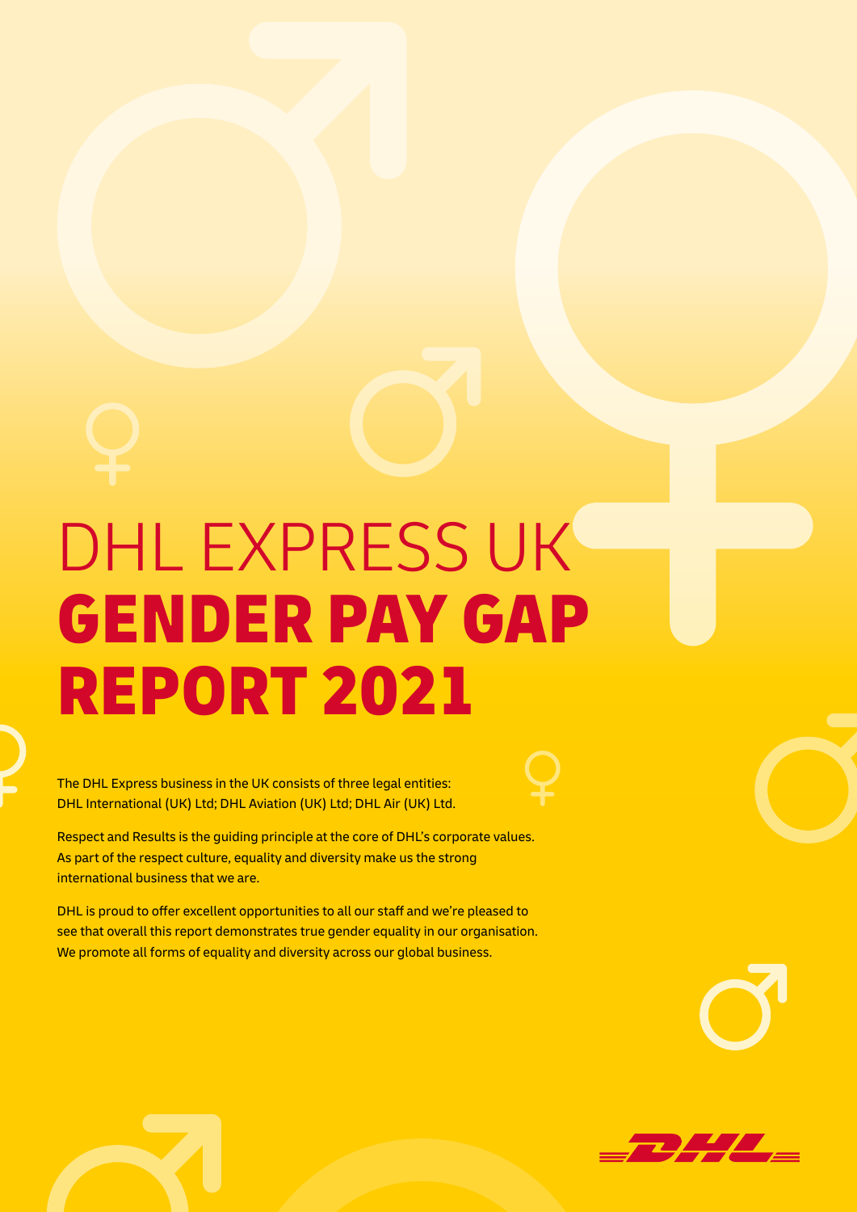# DHL EXPRESS UK GENDER PAY GAP REPORT 2021

The DHL Express business in the UK consists of three legal entities: DHL International (UK) Ltd; DHL Aviation (UK) Ltd; DHL Air (UK) Ltd.

Respect and Results is the guiding principle at the core of DHL's corporate values. As part of the respect culture, equality and diversity make us the strong international business that we are.

DHL is proud to offer excellent opportunities to all our staff and we're pleased to see that overall this report demonstrates true gender equality in our organisation. We promote all forms of equality and diversity across our global business.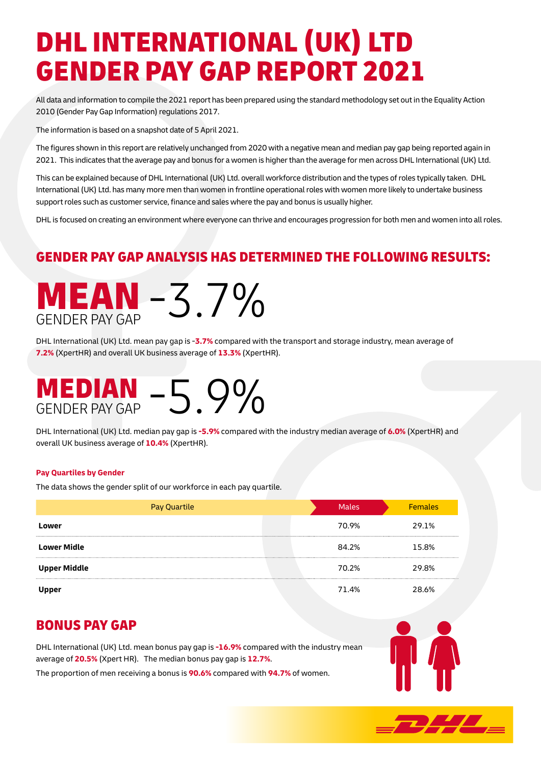# DHL INTERNATIONAL (UK) LTD GENDER PAY GAP REPORT 2021

All data and information to compile the 2021 report has been prepared using the standard methodology set out in the Equality Action 2010 (Gender Pay Gap Information) regulations 2017.

The information is based on a snapshot date of 5 April 2021.

The figures shown in this report are relatively unchanged from 2020 with a negative mean and median pay gap being reported again in 2021. This indicates that the average pay and bonus for a women is higher than the average for men across DHL International (UK) Ltd.

This can be explained because of DHL International (UK) Ltd. overall workforce distribution and the types of roles typically taken. DHL International (UK) Ltd. has many more men than women in frontline operational roles with women more likely to undertake business support roles such as customer service, finance and sales where the pay and bonus is usually higher.

DHL is focused on creating an environment where everyone can thrive and encourages progression for both men and women into all roles.

## GENDER PAY GAP ANALYSIS HAS DETERMINED THE FOLLOWING RESULTS:

**MEAN** GENDER PAY GAP -3.7%

DHL International (UK) Ltd. mean pay gap is **-3.7%** compared with the transport and storage industry, mean average of **7.2%** (XpertHR) and overall UK business average of **13.3%** (XpertHR).

**MEDIAN** GENDER PAY GAP -5.9%

DHL International (UK) Ltd. median pay gap is **-5.9%** compared with the industry median average of **6.0%** (XpertHR) and overall UK business average of **10.4%** (XpertHR).

**Pay Quartiles by Gender**

The data shows the gender split of our workforce in each pay quartile.

| Pay Quartile | Males | Females |
|---|---|---|
| **Lower** | 70.9% | 29.1% |
| **Lower Midle** | 84.2% | 15.8% |
| **Upper Middle** | 70.2% | 29.8% |
| **Upper** | 71.4% | 28.6% |

## BONUS PAY GAP

DHL International (UK) Ltd. mean bonus pay gap is **-16.9%** compared with the industry mean average of **20.5%** (Xpert HR). The median bonus pay gap is **12.7%**.

The proportion of men receiving a bonus is **90.6%** compared with **94.7%** of women.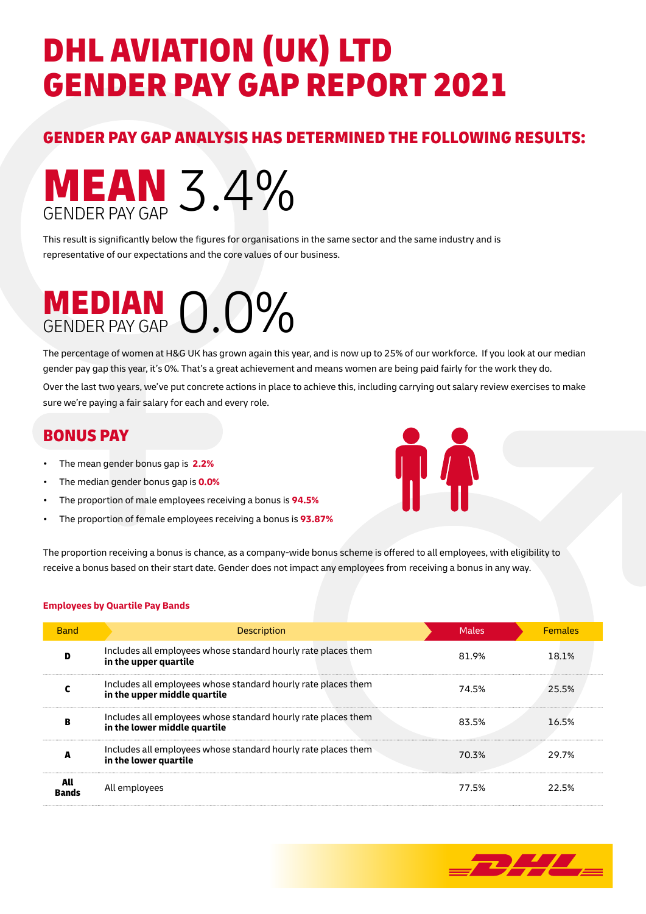# DHL AVIATION (UK) LTD GENDER PAY GAP REPORT 2021

## GENDER PAY GAP ANALYSIS HAS DETERMINED THE FOLLOWING RESULTS:

**MEAN** GENDER PAY GAP 3.4%

This result is significantly below the figures for organisations in the same sector and the same industry and is representative of our expectations and the core values of our business.

**MEDIAN** GENDER PAY GAP 0.0%

The percentage of women at H&G UK has grown again this year, and is now up to 25% of our workforce. If you look at our median gender pay gap this year, it's 0%. That's a great achievement and means women are being paid fairly for the work they do.

Over the last two years, we've put concrete actions in place to achieve this, including carrying out salary review exercises to make sure we're paying a fair salary for each and every role.

## BONUS PAY

- The mean gender bonus gap is **2.2%**
- The median gender bonus gap is **0.0%**
- The proportion of male employees receiving a bonus is **94.5%**
- The proportion of female employees receiving a bonus is **93.87%**

The proportion receiving a bonus is chance, as a company-wide bonus scheme is offered to all employees, with eligibility to receive a bonus based on their start date. Gender does not impact any employees from receiving a bonus in any way.

**Employees by Quartile Pay Bands**

| Band | Description | Males | Females |
|---|---|---|---|
| **D** | Includes all employees whose standard hourly rate places them **in the upper quartile** | 81.9% | 18.1% |
| **C** | Includes all employees whose standard hourly rate places them **in the upper middle quartile** | 74.5% | 25.5% |
| **B** | Includes all employees whose standard hourly rate places them **in the lower middle quartile** | 83.5% | 16.5% |
| **A** | Includes all employees whose standard hourly rate places them **in the lower quartile** | 70.3% | 29.7% |
| **All Bands** | All employees | 77.5% | 22.5% |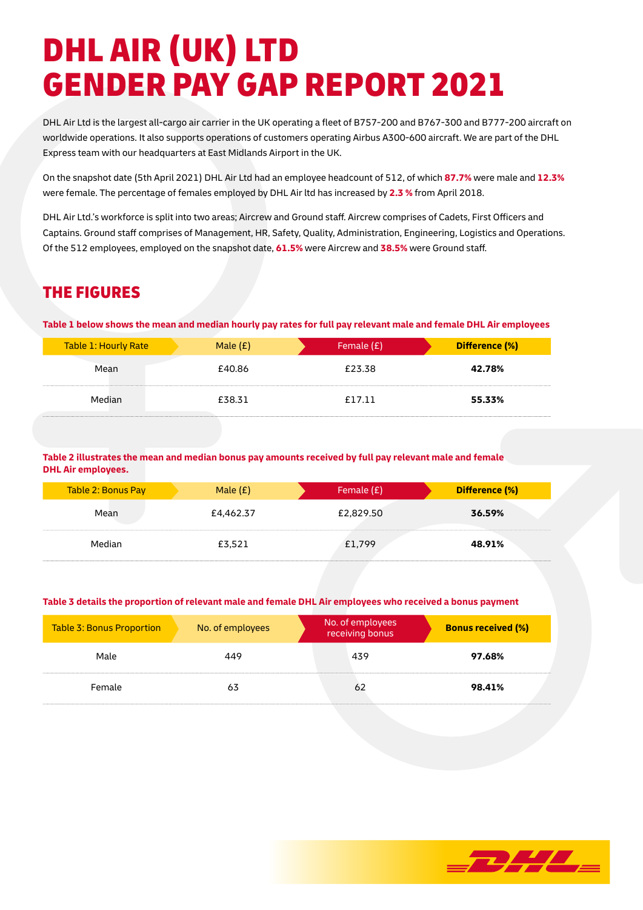# DHL AIR (UK) LTD
# GENDER PAY GAP REPORT 2021

DHL Air Ltd is the largest all-cargo air carrier in the UK operating a fleet of B757-200 and B767-300 and B777-200 aircraft on worldwide operations. It also supports operations of customers operating Airbus A300-600 aircraft. We are part of the DHL Express team with our headquarters at East Midlands Airport in the UK.

On the snapshot date (5th April 2021) DHL Air Ltd had an employee headcount of 512, of which **87.7%** were male and **12.3%** were female. The percentage of females employed by DHL Air ltd has increased by **2.3 %** from April 2018.

DHL Air Ltd.'s workforce is split into two areas; Aircrew and Ground staff. Aircrew comprises of Cadets, First Officers and Captains. Ground staff comprises of Management, HR, Safety, Quality, Administration, Engineering, Logistics and Operations. Of the 512 employees, employed on the snapshot date, **61.5%** were Aircrew and **38.5%** were Ground staff.

## THE FIGURES

**Table 1 below shows the mean and median hourly pay rates for full pay relevant male and female DHL Air employees**

| Table 1: Hourly Rate | Male (£) | Female (£) | Difference (%) |
|---|---|---|---|
| Mean | £40.86 | £23.38 | **42.78%** |
| Median | £38.31 | £17.11 | **55.33%** |

**Table 2 illustrates the mean and median bonus pay amounts received by full pay relevant male and female DHL Air employees.**

| Table 2: Bonus Pay | Male (£) | Female (£) | Difference (%) |
|---|---|---|---|
| Mean | £4,462.37 | £2,829.50 | **36.59%** |
| Median | £3,521 | £1,799 | **48.91%** |

**Table 3 details the proportion of relevant male and female DHL Air employees who received a bonus payment**

| Table 3: Bonus Proportion | No. of employees | No. of employees receiving bonus | Bonus received (%) |
|---|---|---|---|
| Male | 449 | 439 | **97.68%** |
| Female | 63 | 62 | **98.41%** |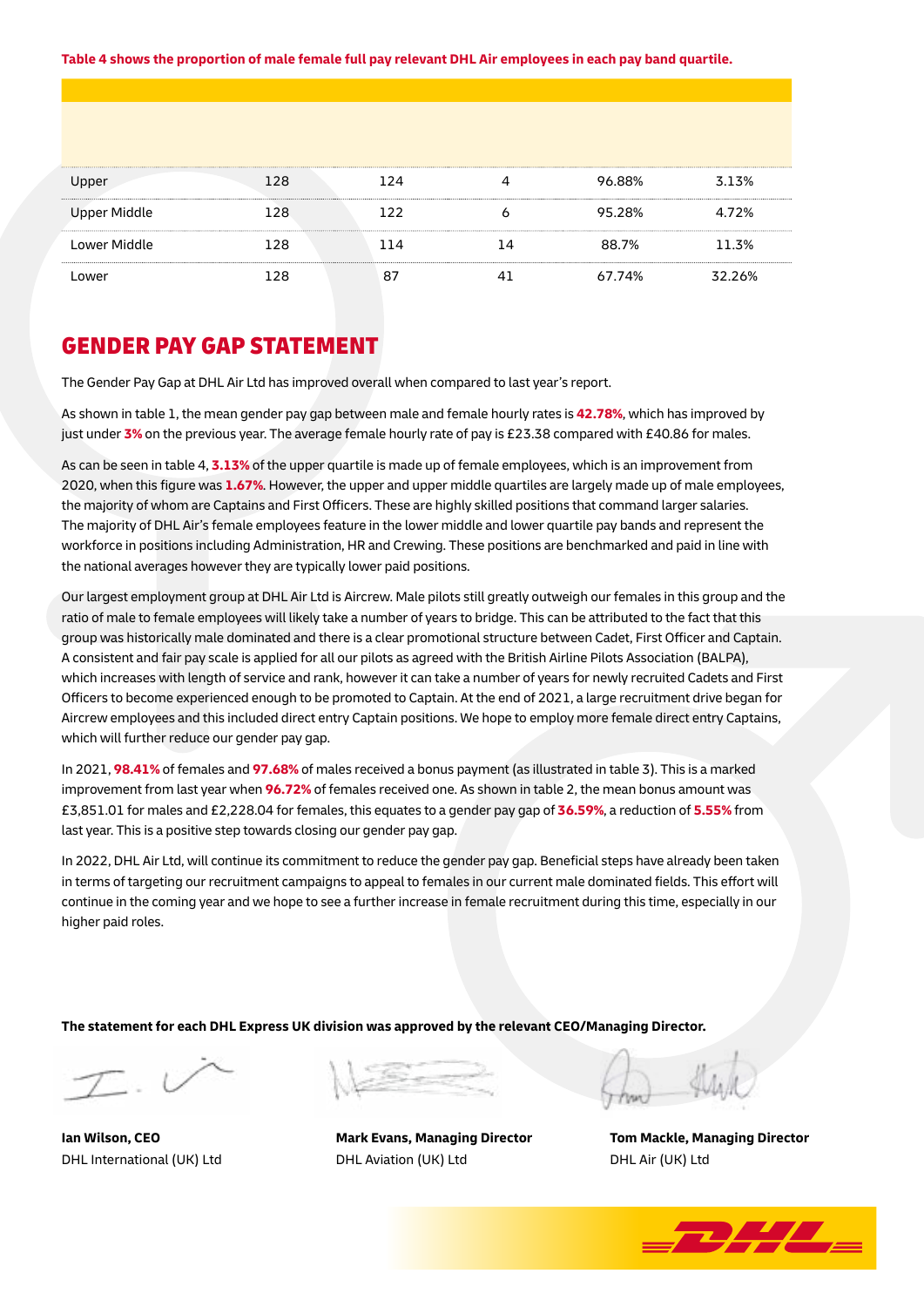**Table 4 shows the proportion of male female full pay relevant DHL Air employees in each pay band quartile.**

| | | | | | |
|---|---|---|---|---|---|
| Upper | 128 | 124 | 4 | 96.88% | 3.13% |
| Upper Middle | 128 | 122 | 6 | 95.28% | 4.72% |
| Lower Middle | 128 | 114 | 14 | 88.7% | 11.3% |
| Lower | 128 | 87 | 41 | 67.74% | 32.26% |

## GENDER PAY GAP STATEMENT

The Gender Pay Gap at DHL Air Ltd has improved overall when compared to last year's report.

As shown in table 1, the mean gender pay gap between male and female hourly rates is **42.78%**, which has improved by just under **3%** on the previous year. The average female hourly rate of pay is £23.38 compared with £40.86 for males.

As can be seen in table 4, **3.13%** of the upper quartile is made up of female employees, which is an improvement from 2020, when this figure was **1.67%**. However, the upper and upper middle quartiles are largely made up of male employees, the majority of whom are Captains and First Officers. These are highly skilled positions that command larger salaries. The majority of DHL Air's female employees feature in the lower middle and lower quartile pay bands and represent the workforce in positions including Administration, HR and Crewing. These positions are benchmarked and paid in line with the national averages however they are typically lower paid positions.

Our largest employment group at DHL Air Ltd is Aircrew. Male pilots still greatly outweigh our females in this group and the ratio of male to female employees will likely take a number of years to bridge. This can be attributed to the fact that this group was historically male dominated and there is a clear promotional structure between Cadet, First Officer and Captain. A consistent and fair pay scale is applied for all our pilots as agreed with the British Airline Pilots Association (BALPA), which increases with length of service and rank, however it can take a number of years for newly recruited Cadets and First Officers to become experienced enough to be promoted to Captain. At the end of 2021, a large recruitment drive began for Aircrew employees and this included direct entry Captain positions. We hope to employ more female direct entry Captains, which will further reduce our gender pay gap.

In 2021, **98.41%** of females and **97.68%** of males received a bonus payment (as illustrated in table 3). This is a marked improvement from last year when **96.72%** of females received one. As shown in table 2, the mean bonus amount was £3,851.01 for males and £2,228.04 for females, this equates to a gender pay gap of **36.59%**, a reduction of **5.55%** from last year. This is a positive step towards closing our gender pay gap.

In 2022, DHL Air Ltd, will continue its commitment to reduce the gender pay gap. Beneficial steps have already been taken in terms of targeting our recruitment campaigns to appeal to females in our current male dominated fields. This effort will continue in the coming year and we hope to see a further increase in female recruitment during this time, especially in our higher paid roles.

**The statement for each DHL Express UK division was approved by the relevant CEO/Managing Director.**

**Ian Wilson, CEO**
DHL International (UK) Ltd

**Mark Evans, Managing Director**
DHL Aviation (UK) Ltd

**Tom Mackle, Managing Director**
DHL Air (UK) Ltd